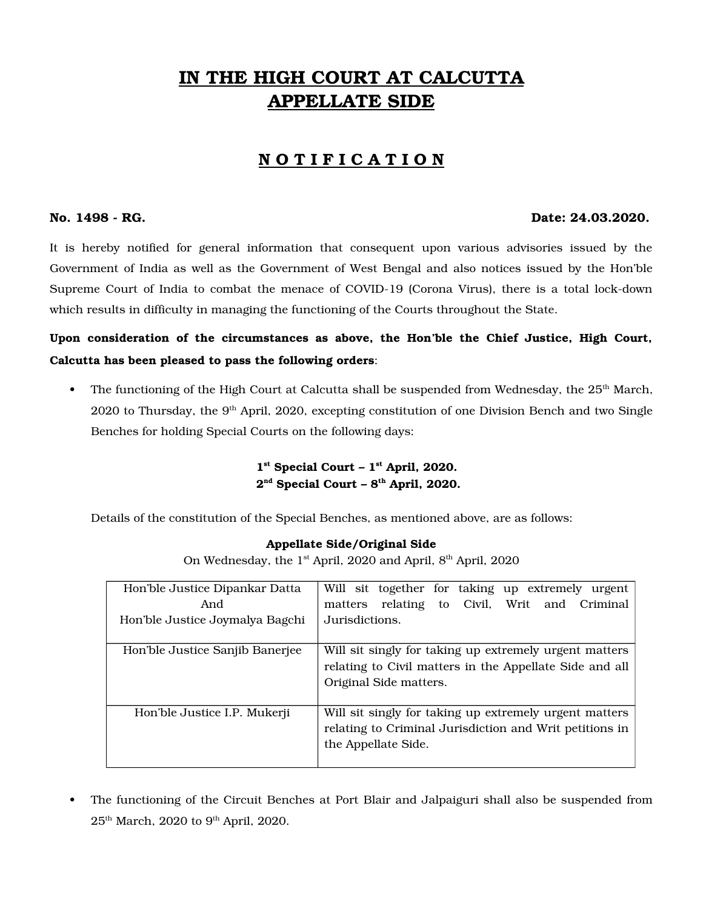# IN THE HIGH COURT AT CALCUTTA
# APPELLATE SIDE

## N O T I F I C A T I O N

**No. 1498 - RG.** **Date: 24.03.2020.**

It is hereby notified for general information that consequent upon various advisories issued by the Government of India as well as the Government of West Bengal and also notices issued by the Hon'ble Supreme Court of India to combat the menace of COVID-19 (Corona Virus), there is a total lock-down which results in difficulty in managing the functioning of the Courts throughout the State.

**Upon consideration of the circumstances as above, the Hon'ble the Chief Justice, High Court, Calcutta has been pleased to pass the following orders**:

- The functioning of the High Court at Calcutta shall be suspended from Wednesday, the 25th March, 2020 to Thursday, the 9th April, 2020, excepting constitution of one Division Bench and two Single Benches for holding Special Courts on the following days:

**1st Special Court – 1st April, 2020.**
**2nd Special Court – 8th April, 2020.**

Details of the constitution of the Special Benches, as mentioned above, are as follows:

**Appellate Side/Original Side**
On Wednesday, the 1st April, 2020 and April, 8th April, 2020

| | |
|---|---|
| Hon'ble Justice Dipankar Datta And Hon'ble Justice Joymalya Bagchi | Will sit together for taking up extremely urgent matters relating to Civil, Writ and Criminal Jurisdictions. |
| Hon'ble Justice Sanjib Banerjee | Will sit singly for taking up extremely urgent matters relating to Civil matters in the Appellate Side and all Original Side matters. |
| Hon'ble Justice I.P. Mukerji | Will sit singly for taking up extremely urgent matters relating to Criminal Jurisdiction and Writ petitions in the Appellate Side. |

- The functioning of the Circuit Benches at Port Blair and Jalpaiguri shall also be suspended from 25th March, 2020 to 9th April, 2020.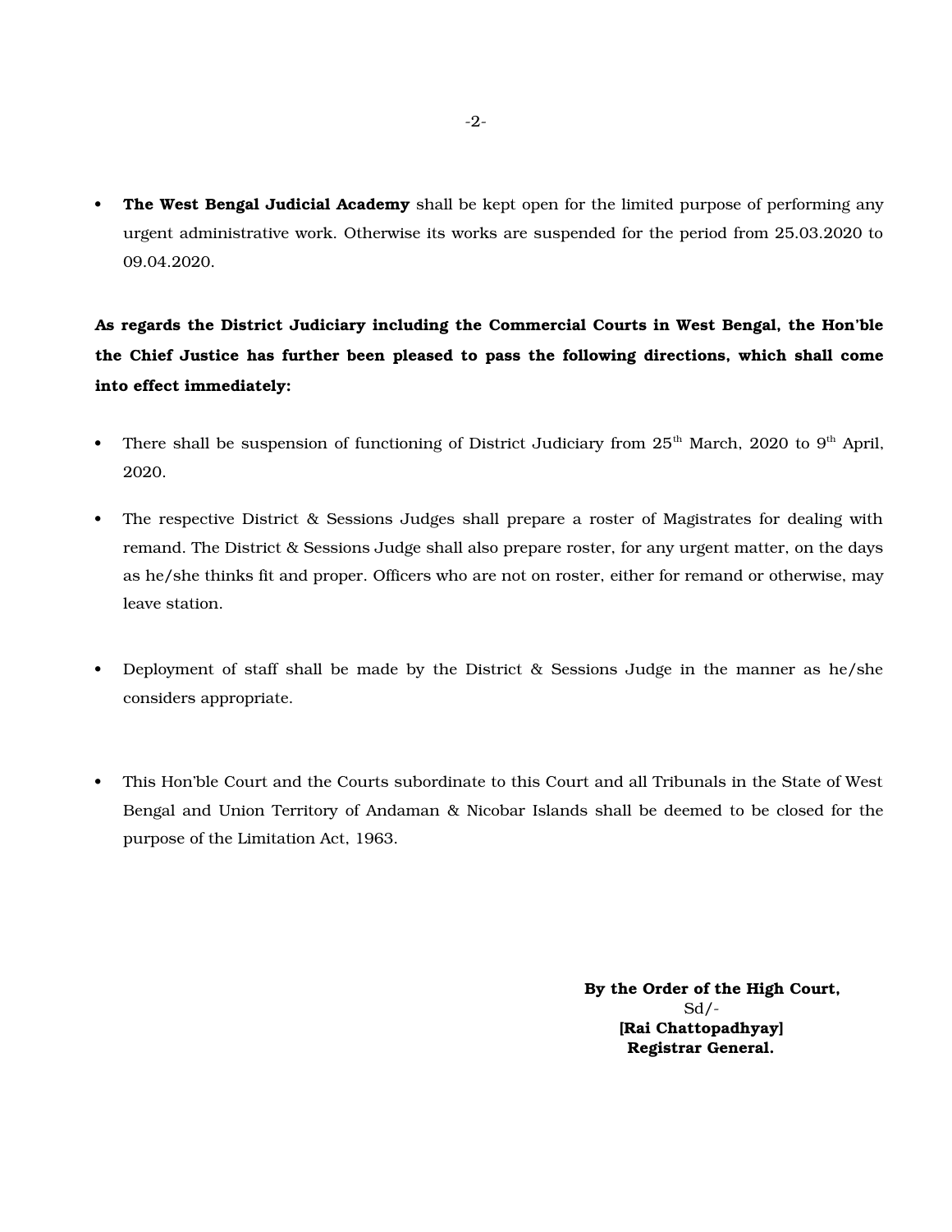- **The West Bengal Judicial Academy** shall be kept open for the limited purpose of performing any urgent administrative work. Otherwise its works are suspended for the period from 25.03.2020 to 09.04.2020.

**As regards the District Judiciary including the Commercial Courts in West Bengal, the Hon'ble the Chief Justice has further been pleased to pass the following directions, which shall come into effect immediately:**

- There shall be suspension of functioning of District Judiciary from 25th March, 2020 to 9th April, 2020.
- The respective District & Sessions Judges shall prepare a roster of Magistrates for dealing with remand. The District & Sessions Judge shall also prepare roster, for any urgent matter, on the days as he/she thinks fit and proper. Officers who are not on roster, either for remand or otherwise, may leave station.
- Deployment of staff shall be made by the District & Sessions Judge in the manner as he/she considers appropriate.
- This Hon'ble Court and the Courts subordinate to this Court and all Tribunals in the State of West Bengal and Union Territory of Andaman & Nicobar Islands shall be deemed to be closed for the purpose of the Limitation Act, 1963.

**By the Order of the High Court,**
Sd/-
**[Rai Chattopadhyay]**
**Registrar General.**